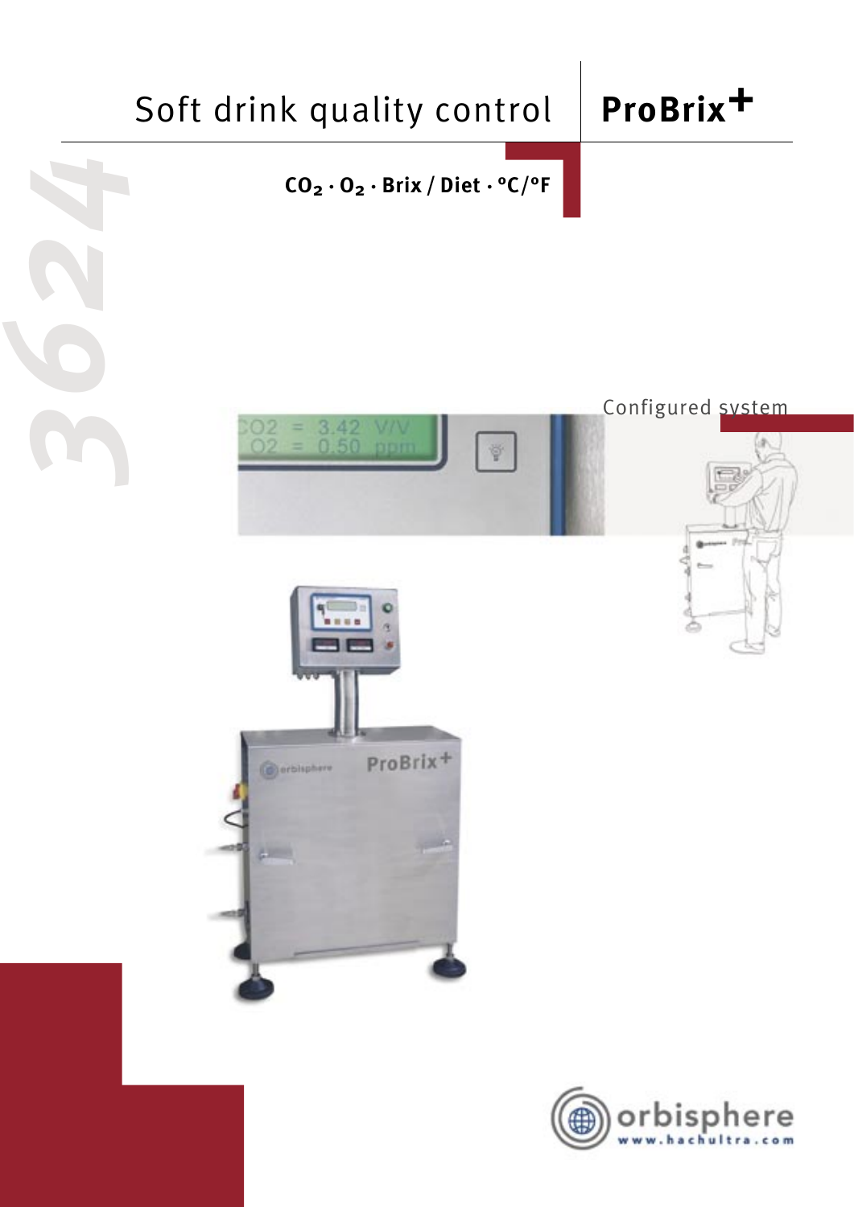# Soft drink quality control

# ProBrix+

$CO_2$ · $O_2$ · Brix / Diet · °C/°F

3624

Configured system

orbisphere

www.hachultra.com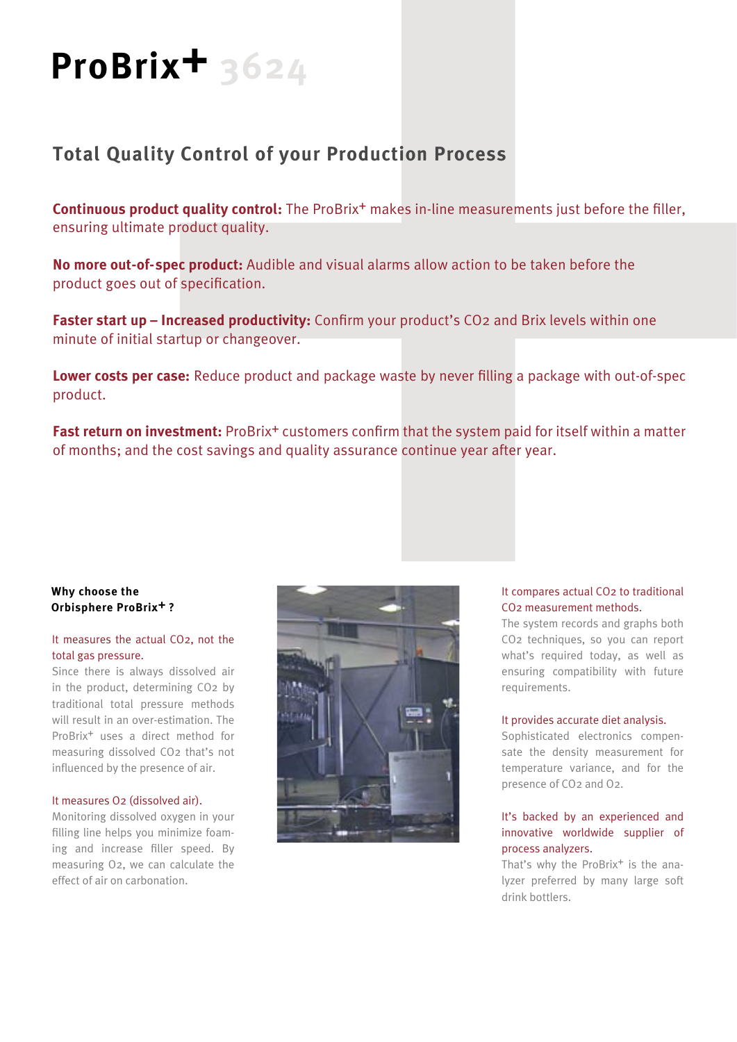# ProBrix+ 3624

## Total Quality Control of your Production Process

**Continuous product quality control:** The ProBrix+ makes in-line measurements just before the filler, ensuring ultimate product quality.

**No more out-of-spec product:** Audible and visual alarms allow action to be taken before the product goes out of specification.

**Faster start up – Increased productivity:** Confirm your product's $CO_2$ and Brix levels within one minute of initial startup or changeover.

**Lower costs per case:** Reduce product and package waste by never filling a package with out-of-spec product.

**Fast return on investment:** ProBrix+ customers confirm that the system paid for itself within a matter of months; and the cost savings and quality assurance continue year after year.

**Why choose the Orbisphere ProBrix+ ?**

It measures the actual $CO_2$, not the total gas pressure.
Since there is always dissolved air in the product, determining $CO_2$ by traditional total pressure methods will result in an over-estimation. The ProBrix+ uses a direct method for measuring dissolved $CO_2$ that's not influenced by the presence of air.

It measures $O_2$ (dissolved air).
Monitoring dissolved oxygen in your filling line helps you minimize foaming and increase filler speed. By measuring $O_2$, we can calculate the effect of air on carbonation.

It compares actual $CO_2$ to traditional $CO_2$ measurement methods.
The system records and graphs both $CO_2$ techniques, so you can report what's required today, as well as ensuring compatibility with future requirements.

It provides accurate diet analysis.
Sophisticated electronics compensate the density measurement for temperature variance, and for the presence of $CO_2$ and $O_2$.

It's backed by an experienced and innovative worldwide supplier of process analyzers.
That's why the ProBrix+ is the analyzer preferred by many large soft drink bottlers.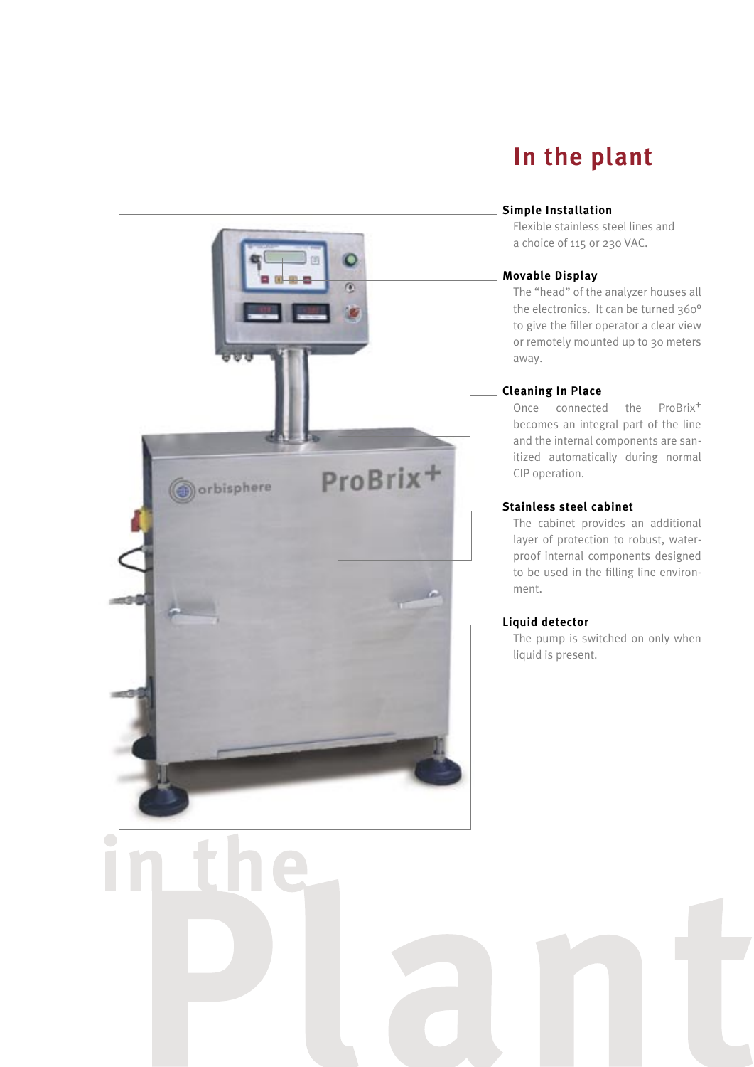# In the plant

### Simple Installation

Flexible stainless steel lines and a choice of 115 or 230 VAC.

### Movable Display

The "head" of the analyzer houses all the electronics. It can be turned 360° to give the filler operator a clear view or remotely mounted up to 30 meters away.

### Cleaning In Place

Once connected the ProBrix+ becomes an integral part of the line and the internal components are sanitized automatically during normal CIP operation.

### Stainless steel cabinet

The cabinet provides an additional layer of protection to robust, waterproof internal components designed to be used in the filling line environment.

### Liquid detector

The pump is switched on only when liquid is present.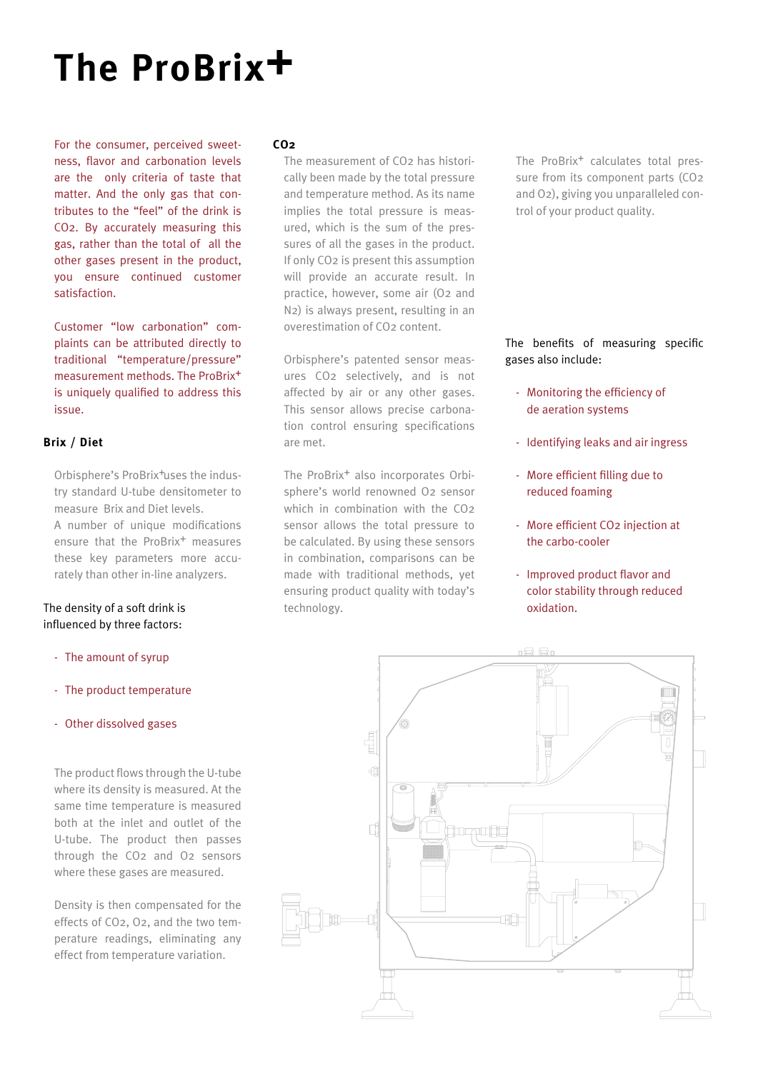# The ProBrix+

For the consumer, perceived sweetness, flavor and carbonation levels are the only criteria of taste that matter. And the only gas that contributes to the "feel" of the drink is $CO_2$. By accurately measuring this gas, rather than the total of all the other gases present in the product, you ensure continued customer satisfaction.

Customer "low carbonation" complaints can be attributed directly to traditional "temperature/pressure" measurement methods. The ProBrix+ is uniquely qualified to address this issue.

### Brix / Diet

Orbisphere's ProBrix+ uses the industry standard U-tube densitometer to measure Brix and Diet levels. A number of unique modifications ensure that the ProBrix+ measures these key parameters more accurately than other in-line analyzers.

The density of a soft drink is influenced by three factors:

- The amount of syrup
- The product temperature
- Other dissolved gases

The product flows through the U-tube where its density is measured. At the same time temperature is measured both at the inlet and outlet of the U-tube. The product then passes through the $CO_2$ and $O_2$ sensors where these gases are measured.

Density is then compensated for the effects of $CO_2$, $O_2$, and the two temperature readings, eliminating any effect from temperature variation.

### $CO_2$

The measurement of $CO_2$ has historically been made by the total pressure and temperature method. As its name implies the total pressure is measured, which is the sum of the pressures of all the gases in the product. If only $CO_2$ is present this assumption will provide an accurate result. In practice, however, some air ($O_2$ and $N_2$) is always present, resulting in an overestimation of $CO_2$ content.

Orbisphere's patented sensor measures $CO_2$ selectively, and is not affected by air or any other gases. This sensor allows precise carbonation control ensuring specifications are met.

The ProBrix+ also incorporates Orbisphere's world renowned $O_2$ sensor which in combination with the $CO_2$ sensor allows the total pressure to be calculated. By using these sensors in combination, comparisons can be made with traditional methods, yet ensuring product quality with today's technology.

The ProBrix+ calculates total pressure from its component parts ($CO_2$ and $O_2$), giving you unparalleled control of your product quality.

The benefits of measuring specific gases also include:

- Monitoring the efficiency of de aeration systems
- Identifying leaks and air ingress
- More efficient filling due to reduced foaming
- More efficient $CO_2$ injection at the carbo-cooler
- Improved product flavor and color stability through reduced oxidation.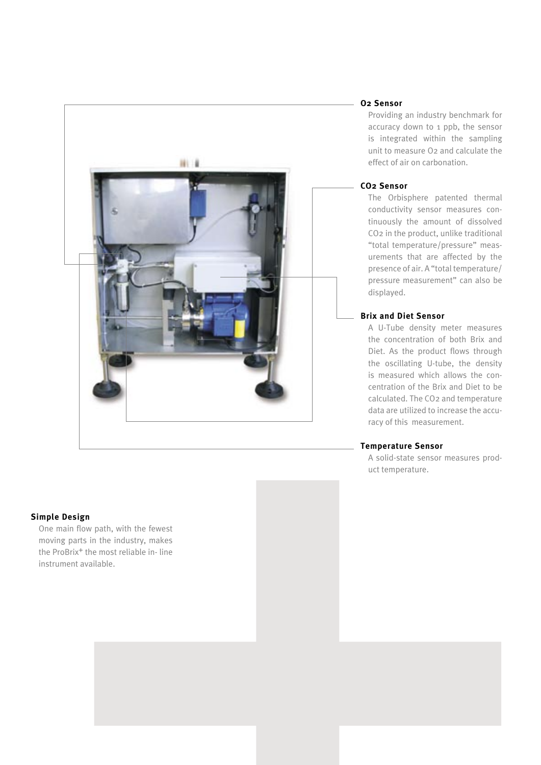### $O_2$ Sensor

Providing an industry benchmark for accuracy down to 1 ppb, the sensor is integrated within the sampling unit to measure $O_2$ and calculate the effect of air on carbonation.

### $CO_2$ Sensor

The Orbisphere patented thermal conductivity sensor measures continuously the amount of dissolved $CO_2$ in the product, unlike traditional "total temperature/pressure" measurements that are affected by the presence of air. A "total temperature/pressure measurement" can also be displayed.

### Brix and Diet Sensor

A U-Tube density meter measures the concentration of both Brix and Diet. As the product flows through the oscillating U-tube, the density is measured which allows the concentration of the Brix and Diet to be calculated. The $CO_2$ and temperature data are utilized to increase the accuracy of this measurement.

### Temperature Sensor

A solid-state sensor measures product temperature.

### Simple Design

One main flow path, with the fewest moving parts in the industry, makes the ProBrix+ the most reliable in- line instrument available.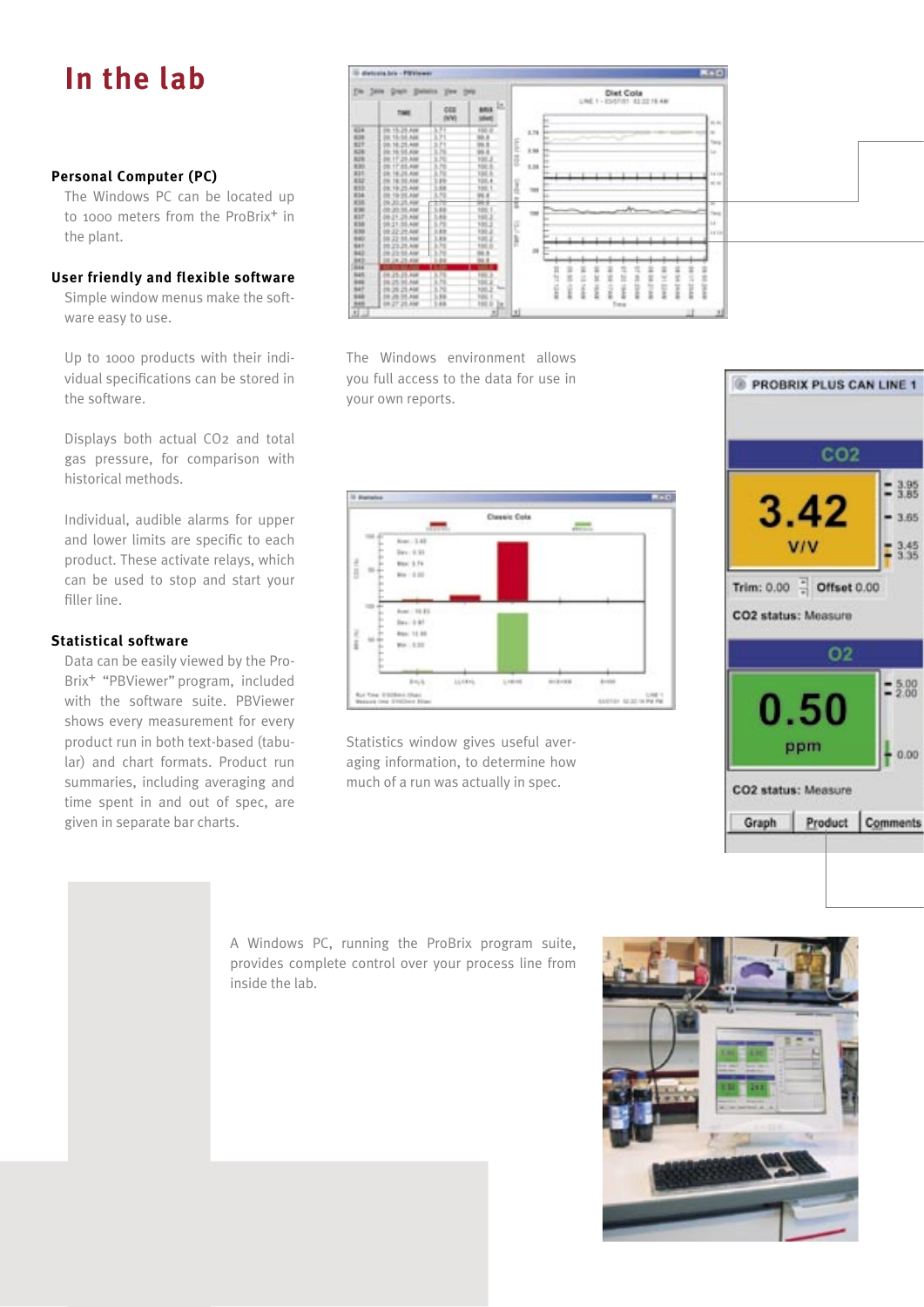# In the lab

### Personal Computer (PC)

The Windows PC can be located up to 1000 meters from the ProBrix+ in the plant.

### User friendly and flexible software

Simple window menus make the software easy to use.

Up to 1000 products with their individual specifications can be stored in the software.

Displays both actual $CO_2$ and total gas pressure, for comparison with historical methods.

Individual, audible alarms for upper and lower limits are specific to each product. These activate relays, which can be used to stop and start your filler line.

### Statistical software

Data can be easily viewed by the ProBrix+ "PBViewer" program, included with the software suite. PBViewer shows every measurement for every product run in both text-based (tabular) and chart formats. Product run summaries, including averaging and time spent in and out of spec, are given in separate bar charts.

The Windows environment allows you full access to the data for use in your own reports.

Statistics window gives useful averaging information, to determine how much of a run was actually in spec.

A Windows PC, running the ProBrix program suite, provides complete control over your process line from inside the lab.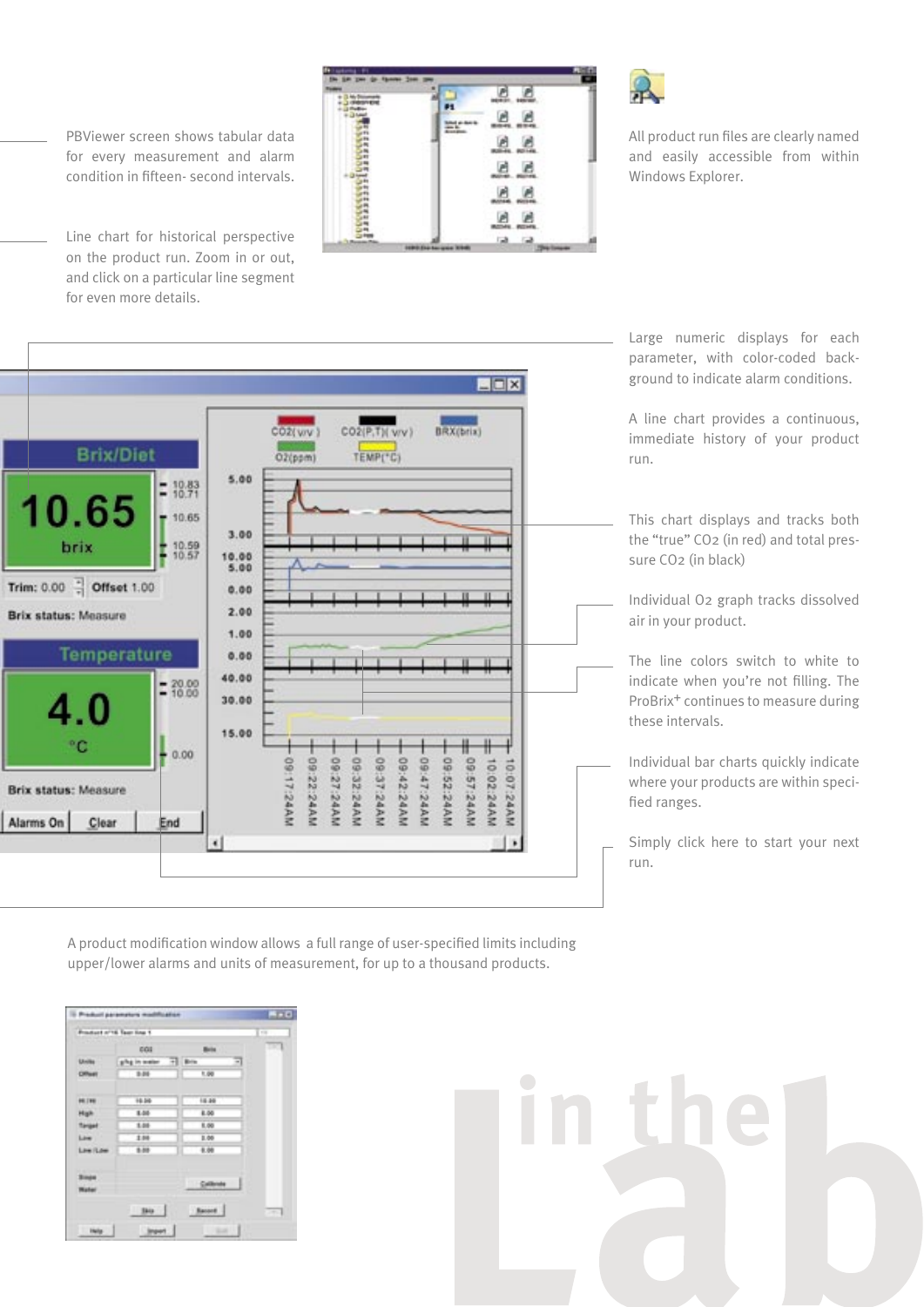PBViewer screen shows tabular data for every measurement and alarm condition in fifteen- second intervals.

Line chart for historical perspective on the product run. Zoom in or out, and click on a particular line segment for even more details.

All product run files are clearly named and easily accessible from within Windows Explorer.

Large numeric displays for each parameter, with color-coded background to indicate alarm conditions.

A line chart provides a continuous, immediate history of your product run.

This chart displays and tracks both the “true” $CO_2$ (in red) and total pressure $CO_2$ (in black)

Individual $O_2$ graph tracks dissolved air in your product.

The line colors switch to white to indicate when you’re not filling. The ProBrix+ continues to measure during these intervals.

Individual bar charts quickly indicate where your products are within specified ranges.

Simply click here to start your next run.

A product modification window allows a full range of user-specified limits including upper/lower alarms and units of measurement, for up to a thousand products.

in the Lab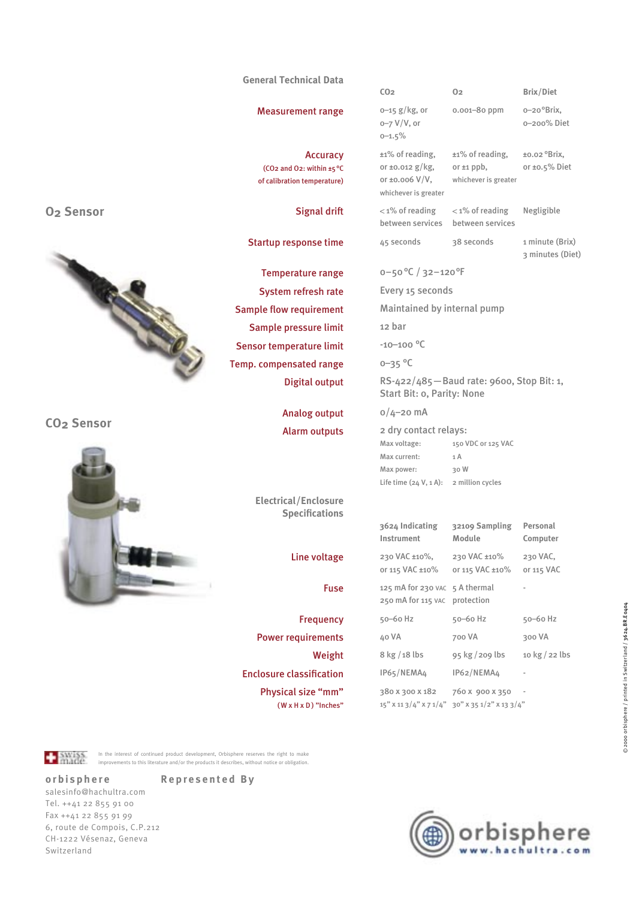## O2 Sensor

## CO2 Sensor

### General Technical Data

| | $CO_2$ | $O_2$ | Brix/Diet |
|---|---|---|---|
| Measurement range | 0–15 g/kg, or 0–7 V/V, or 0–1.5% | 0.001–80 ppm | 0–20°Brix, 0–200% Diet |
| Accuracy ($CO_2$ and $O_2$: within ±5 °C of calibration temperature) | ±1% of reading, or ±0.012 g/kg, or ±0.006 V/V, whichever is greater | ±1% of reading, or ±1 ppb, whichever is greater | ±0.02 °Brix, or ±0.5% Diet |
| Signal drift | < 1% of reading between services | < 1% of reading between services | Negligible |
| Startup response time | 45 seconds | 38 seconds | 1 minute (Brix) 3 minutes (Diet) |

| | |
|---|---|
| Temperature range | 0–50 °C / 32–120 °F |
| System refresh rate | Every 15 seconds |
| Sample flow requirement | Maintained by internal pump |
| Sample pressure limit | 12 bar |
| Sensor temperature limit | -10–100 °C |
| Temp. compensated range | 0–35 °C |
| Digital output | RS-422/485 — Baud rate: 9600, Stop Bit: 1, Start Bit: 0, Parity: None |
| Analog output | 0/4–20 mA |
| Alarm outputs | 2 dry contact relays: Max voltage: 150 VDC or 125 VAC; Max current: 1 A; Max power: 30 W; Life time (24 V, 1 A): 2 million cycles |

### Electrical/Enclosure Specifications

| | 3624 Indicating Instrument | 32109 Sampling Module | Personal Computer |
|---|---|---|---|
| Line voltage | 230 VAC ±10%, or 115 VAC ±10% | 230 VAC ±10% or 115 VAC ±10% | 230 VAC, or 115 VAC |
| Fuse | 125 mA for 230 VAC 250 mA for 115 VAC | 5 A thermal protection | - |
| Frequency | 50–60 Hz | 50–60 Hz | 50–60 Hz |
| Power requirements | 40 VA | 700 VA | 300 VA |
| Weight | 8 kg / 18 lbs | 95 kg / 209 lbs | 10 kg / 22 lbs |
| Enclosure classification | IP65/NEMA4 | IP62/NEMA4 | - |
| Physical size "mm" (W x H x D) "Inches" | 380 x 300 x 182 15" x 11 3/4" x 7 1/4" | 760 x 900 x 350 30" x 35 1/2" x 13 3/4" | - |

SWISS made

In the interest of continued product development, Orbisphere reserves the right to make improvements to this literature and/or the products it describes, without notice or obligation.

**orbisphere**
salesinfo@hachultra.com
Tel. ++41 22 855 91 00
Fax ++41 22 855 91 99
6, route de Compois, C.P.212
CH-1222 Vésenaz, Geneva
Switzerland

**Represented By**

orbisphere
www.hachultra.com

© 2000 orbisphere / printed in Switzerland / 3624.BR.E0404